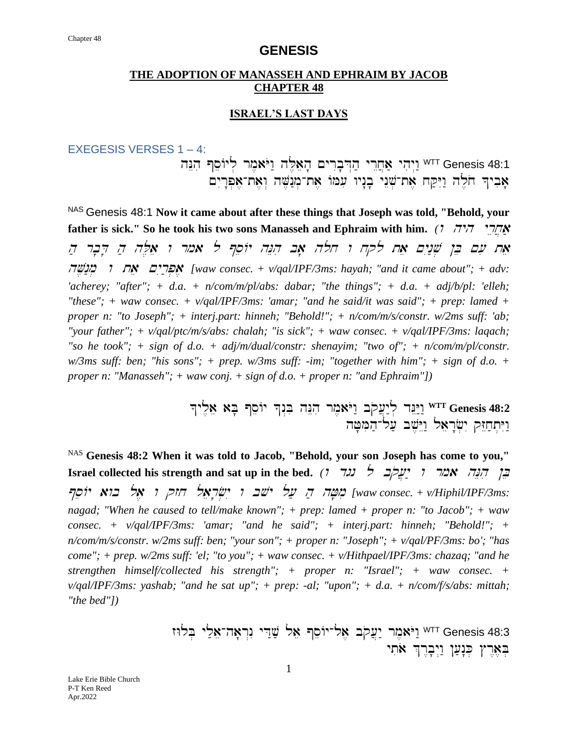# GENESIS

## THE ADOPTION OF MANASSEH AND EPHRAIM BY JACOB
## CHAPTER 48

### ISRAEL'S LAST DAYS

EXEGESIS VERSES 1 – 4:

WTT Genesis 48:1 וַיְהִי אַחֲרֵי הַדְּבָרִים הָאֵלֶּה וַיֹּאמֶר לְיוֹסֵף הִנֵּה אָבִיךָ חֹלֶה וַיִּקַּח אֶת־שְׁנֵי בָנָיו עִמּוֹ אֶת־מְנַשֶּׁה וְאֶת־אֶפְרָיִם

NAS Genesis 48:1 **Now it came about after these things that Joseph was told, "Behold, your father is sick." So he took his two sons Manasseh and Ephraim with him.** *(ו היה אַחֲרֵי הַ דָּבָר הַ אֵלֶּה ו אמר ל יוֹסֵף הִנֵּה אָב חלה ו לקח אֵת שְׁנַיִם בֵּן עִם אֵת מְנַשֶּׁה ו אֵת אֶפְרַיִם [waw consec. + v/qal/IPF/3ms: hayah; "and it came about"; + adv: 'acherey; "after"; + d.a. + n/com/m/pl/abs: dabar; "the things"; + d.a. + adj/b/pl: 'elleh; "these"; + waw consec. + v/qal/IPF/3ms: 'amar; "and he said/it was said"; + prep: lamed + proper n: "to Joseph"; + interj.part: hinneh; "Behold!"; + n/com/m/s/constr. w/2ms suff: 'ab; "your father"; + v/qal/ptc/m/s/abs: chalah; "is sick"; + waw consec. + v/qal/IPF/3ms: laqach; "so he took"; + sign of d.o. + adj/m/dual/constr: shenayim; "two of"; + n/com/m/pl/constr. w/3ms suff: ben; "his sons"; + prep. w/3ms suff: -im; "together with him"; + sign of d.o. + proper n: "Manasseh"; + waw conj. + sign of d.o. + proper n: "and Ephraim"])*

WTT **Genesis 48:2** וַיַּגֵּד לְיַעֲקֹב וַיֹּאמֶר הִנֵּה בִּנְךָ יוֹסֵף בָּא אֵלֶיךָ וַיִּתְחַזֵּק יִשְׂרָאֵל וַיֵּשֶׁב עַל־הַמִּטָּה

NAS **Genesis 48:2 When it was told to Jacob, "Behold, your son Joseph has come to you," Israel collected his strength and sat up in the bed.** *(ו נגד ל יַעֲקֹב ו אמר הִנֵּה בֵּן יוֹסֵף בוא אֶל ו חזק יִשְׂרָאֵל ו ישב עַל הַ מִטָּה [waw consec. + v/Hiphil/IPF/3ms: nagad; "When he caused to tell/make known"; + prep: lamed + proper n: "to Jacob"; + waw consec. + v/qal/IPF/3ms: 'amar; "and he said"; + interj.part: hinneh; "Behold!"; + n/com/m/s/constr. w/2ms suff: ben; "your son"; + proper n: "Joseph"; + v/qal/PF/3ms: bo'; "has come"; + prep. w/2ms suff: 'el; "to you"; + waw consec. + v/Hithpael/IPF/3ms: chazaq; "and he strengthen himself/collected his strength"; + proper n: "Israel"; + waw consec. + v/qal/IPF/3ms: yashab; "and he sat up"; + prep: -al; "upon"; + d.a. + n/com/f/s/abs: mittah; "the bed"])*

WTT Genesis 48:3 וַיֹּאמֶר יַעֲקֹב אֶל־יוֹסֵף אֵל שַׁדַּי נִרְאָה־אֵלַי בְּלוּז בְּאֶרֶץ כְּנָעַן וַיְבָרֶךְ אֹתִי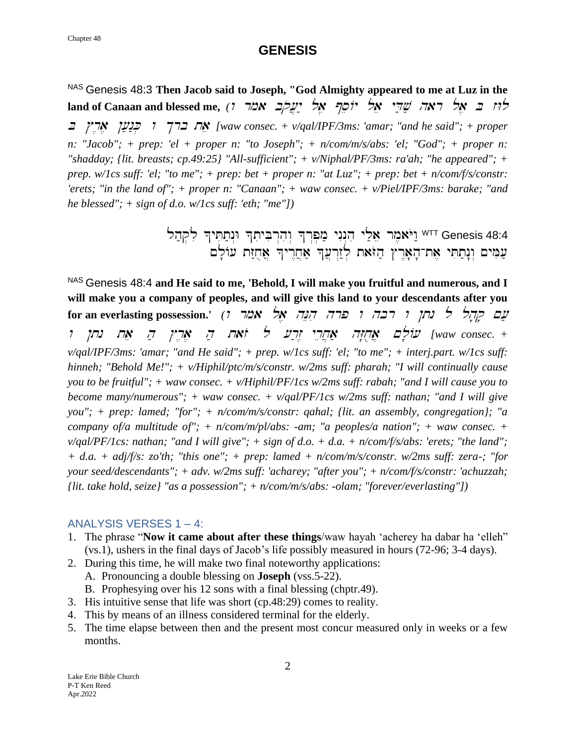# GENESIS

[NAS] Genesis 48:3 **Then Jacob said to Joseph, "God Almighty appeared to me at Luz in the land of Canaan and blessed me,** *(ו אמר יַעֲקֹב אֶל יוֹסֵף אֵל שַׁדַּי ראה אֶל ב לוּז ב אֶרֶץ כְּנַעַן ו ברך אֵת [waw consec. + v/qal/IPF/3ms: 'amar; "and he said"; + proper n: "Jacob"; + prep: 'el + proper n: "to Joseph"; + n/com/m/s/abs: 'el; "God"; + proper n: "shadday; {lit. breasts; cp.49:25} "All-sufficient"; + v/Niphal/PF/3ms: ra'ah; "he appeared"; + prep. w/1cs suff: 'el; "to me"; + prep: bet + proper n: "at Luz"; + prep: bet + n/com/f/s/constr: 'erets; "in the land of"; + proper n: "Canaan"; + waw consec. + v/Piel/IPF/3ms: barake; "and he blessed"; + sign of d.o. w/1cs suff: 'eth; "me"])*

[WTT] Genesis 48:4 וַיֹּאמֶר אֵלַי הִנְנִי מַפְרְךָ וְהִרְבִּיתִךָ וּנְתַתִּיךָ לִקְהַל עַמִּים וְנָתַתִּי אֶת־הָאָרֶץ הַזֹּאת לְזַרְעֲךָ אַחֲרֶיךָ אֲחֻזַּת עוֹלָם

[NAS] Genesis 48:4 **and He said to me, 'Behold, I will make you fruitful and numerous, and I will make you a company of peoples, and will give this land to your descendants after you for an everlasting possession.'** *(ו אמר אֶל הִנֵּה פרה ו רבה ו נתן ל קָהָל עַם ו נתן אֵת הַ אֶרֶץ הַ זֹאת ל זֶרַע אַחֲרֵי אֲחֻזָּה עוֹלָם [waw consec. + v/qal/IPF/3ms: 'amar; "and He said"; + prep. w/1cs suff: 'el; "to me"; + interj.part. w/1cs suff: hinneh; "Behold Me!"; + v/Hiphil/ptc/m/s/constr. w/2ms suff: pharah; "I will continually cause you to be fruitful"; + waw consec. + v/Hiphil/PF/1cs w/2ms suff: rabah; "and I will cause you to become many/numerous"; + waw consec. + v/qal/PF/1cs w/2ms suff: nathan; "and I will give you"; + prep: lamed; "for"; + n/com/m/s/constr: qahal; {lit. an assembly, congregation}; "a company of/a multitude of"; + n/com/m/pl/abs: -am; "a peoples/a nation"; + waw consec. + v/qal/PF/1cs: nathan; "and I will give"; + sign of d.o. + d.a. + n/com/f/s/abs: 'erets; "the land"; + d.a. + adj/f/s: zo'th; "this one"; + prep: lamed + n/com/m/s/constr. w/2ms suff: zera-; "for your seed/descendants"; + adv. w/2ms suff: 'acharey; "after you"; + n/com/f/s/constr: 'achuzzah; {lit. take hold, seize} "as a possession"; + n/com/m/s/abs: -olam; "forever/everlasting"])*

## ANALYSIS VERSES 1 – 4:

1. The phrase "**Now it came about after these things**/waw hayah 'acherey ha dabar ha 'elleh" (vs.1), ushers in the final days of Jacob's life possibly measured in hours (72-96; 3-4 days).
2. During this time, he will make two final noteworthy applications:
   A. Pronouncing a double blessing on **Joseph** (vss.5-22).
   B. Prophesying over his 12 sons with a final blessing (chptr.49).
3. His intuitive sense that life was short (cp.48:29) comes to reality.
4. This by means of an illness considered terminal for the elderly.
5. The time elapse between then and the present most concur measured only in weeks or a few months.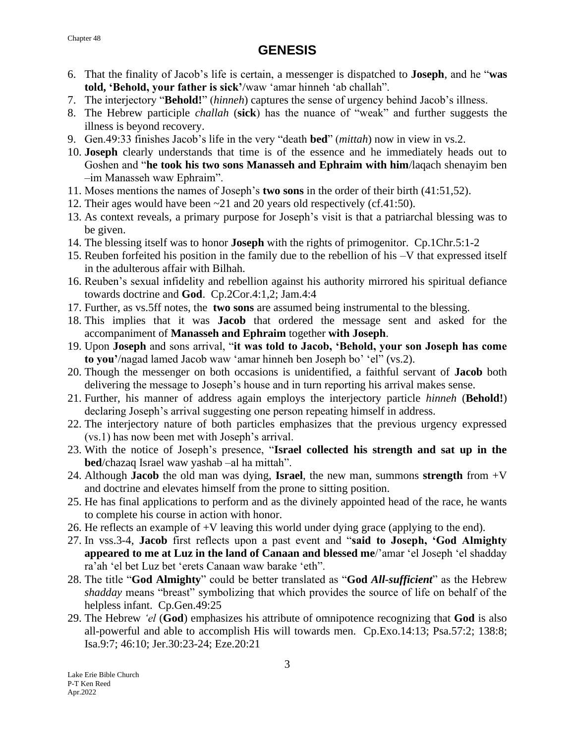# GENESIS

6. That the finality of Jacob's life is certain, a messenger is dispatched to **Joseph**, and he "**was told, 'Behold, your father is sick'**/waw 'amar hinneh 'ab challah".
7. The interjectory "**Behold!**" (*hinneh*) captures the sense of urgency behind Jacob's illness.
8. The Hebrew participle *challah* (**sick**) has the nuance of "weak" and further suggests the illness is beyond recovery.
9. Gen.49:33 finishes Jacob's life in the very "death **bed**" (*mittah*) now in view in vs.2.
10. **Joseph** clearly understands that time is of the essence and he immediately heads out to Goshen and "**he took his two sons Manasseh and Ephraim with him**/laqach shenayim ben –im Manasseh waw Ephraim".
11. Moses mentions the names of Joseph's **two sons** in the order of their birth (41:51,52).
12. Their ages would have been ~21 and 20 years old respectively (cf.41:50).
13. As context reveals, a primary purpose for Joseph's visit is that a patriarchal blessing was to be given.
14. The blessing itself was to honor **Joseph** with the rights of primogenitor. Cp.1Chr.5:1-2
15. Reuben forfeited his position in the family due to the rebellion of his –V that expressed itself in the adulterous affair with Bilhah.
16. Reuben's sexual infidelity and rebellion against his authority mirrored his spiritual defiance towards doctrine and **God**. Cp.2Cor.4:1,2; Jam.4:4
17. Further, as vs.5ff notes, the **two sons** are assumed being instrumental to the blessing.
18. This implies that it was **Jacob** that ordered the message sent and asked for the accompaniment of **Manasseh and Ephraim** together **with Joseph**.
19. Upon **Joseph** and sons arrival, "**it was told to Jacob, 'Behold, your son Joseph has come to you'**/nagad lamed Jacob waw 'amar hinneh ben Joseph bo' 'el" (vs.2).
20. Though the messenger on both occasions is unidentified, a faithful servant of **Jacob** both delivering the message to Joseph's house and in turn reporting his arrival makes sense.
21. Further, his manner of address again employs the interjectory particle *hinneh* (**Behold!**) declaring Joseph's arrival suggesting one person repeating himself in address.
22. The interjectory nature of both particles emphasizes that the previous urgency expressed (vs.1) has now been met with Joseph's arrival.
23. With the notice of Joseph's presence, "**Israel collected his strength and sat up in the bed**/chazaq Israel waw yashab –al ha mittah".
24. Although **Jacob** the old man was dying, **Israel**, the new man, summons **strength** from +V and doctrine and elevates himself from the prone to sitting position.
25. He has final applications to perform and as the divinely appointed head of the race, he wants to complete his course in action with honor.
26. He reflects an example of +V leaving this world under dying grace (applying to the end).
27. In vss.3-4, **Jacob** first reflects upon a past event and "**said to Joseph, 'God Almighty appeared to me at Luz in the land of Canaan and blessed me**/'amar 'el Joseph 'el shadday ra'ah 'el bet Luz bet 'erets Canaan waw barake 'eth".
28. The title "**God Almighty**" could be better translated as "**God *All-sufficient***" as the Hebrew *shadday* means "breast" symbolizing that which provides the source of life on behalf of the helpless infant. Cp.Gen.49:25
29. The Hebrew *'el* (**God**) emphasizes his attribute of omnipotence recognizing that **God** is also all-powerful and able to accomplish His will towards men. Cp.Exo.14:13; Psa.57:2; 138:8; Isa.9:7; 46:10; Jer.30:23-24; Eze.20:21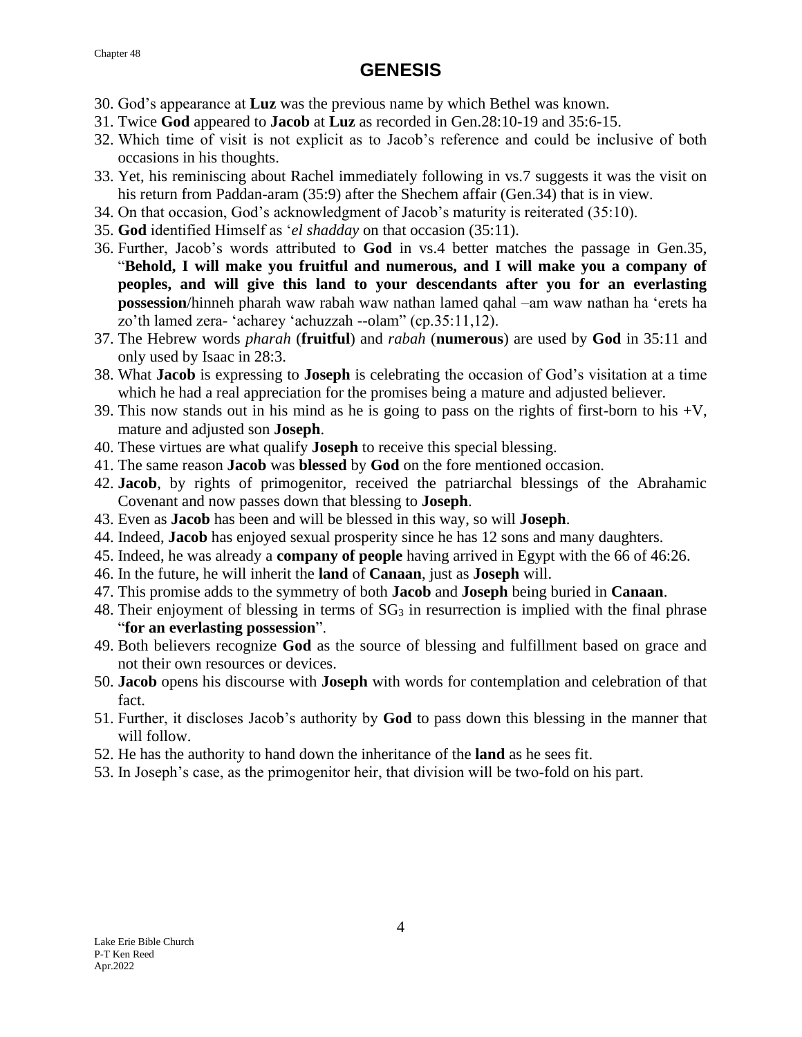# GENESIS

30. God's appearance at **Luz** was the previous name by which Bethel was known.
31. Twice **God** appeared to **Jacob** at **Luz** as recorded in Gen.28:10-19 and 35:6-15.
32. Which time of visit is not explicit as to Jacob's reference and could be inclusive of both occasions in his thoughts.
33. Yet, his reminiscing about Rachel immediately following in vs.7 suggests it was the visit on his return from Paddan-aram (35:9) after the Shechem affair (Gen.34) that is in view.
34. On that occasion, God's acknowledgment of Jacob's maturity is reiterated (35:10).
35. **God** identified Himself as '*el shadday* on that occasion (35:11).
36. Further, Jacob's words attributed to **God** in vs.4 better matches the passage in Gen.35, "**Behold, I will make you fruitful and numerous, and I will make you a company of peoples, and will give this land to your descendants after you for an everlasting possession**/hinneh pharah waw rabah waw nathan lamed qahal –am waw nathan ha 'erets ha zo'th lamed zera- 'acharey 'achuzzah --olam" (cp.35:11,12).
37. The Hebrew words *pharah* (**fruitful**) and *rabah* (**numerous**) are used by **God** in 35:11 and only used by Isaac in 28:3.
38. What **Jacob** is expressing to **Joseph** is celebrating the occasion of God's visitation at a time which he had a real appreciation for the promises being a mature and adjusted believer.
39. This now stands out in his mind as he is going to pass on the rights of first-born to his +V, mature and adjusted son **Joseph**.
40. These virtues are what qualify **Joseph** to receive this special blessing.
41. The same reason **Jacob** was **blessed** by **God** on the fore mentioned occasion.
42. **Jacob**, by rights of primogenitor, received the patriarchal blessings of the Abrahamic Covenant and now passes down that blessing to **Joseph**.
43. Even as **Jacob** has been and will be blessed in this way, so will **Joseph**.
44. Indeed, **Jacob** has enjoyed sexual prosperity since he has 12 sons and many daughters.
45. Indeed, he was already a **company of people** having arrived in Egypt with the 66 of 46:26.
46. In the future, he will inherit the **land** of **Canaan**, just as **Joseph** will.
47. This promise adds to the symmetry of both **Jacob** and **Joseph** being buried in **Canaan**.
48. Their enjoyment of blessing in terms of $SG_3$ in resurrection is implied with the final phrase "**for an everlasting possession**".
49. Both believers recognize **God** as the source of blessing and fulfillment based on grace and not their own resources or devices.
50. **Jacob** opens his discourse with **Joseph** with words for contemplation and celebration of that fact.
51. Further, it discloses Jacob's authority by **God** to pass down this blessing in the manner that will follow.
52. He has the authority to hand down the inheritance of the **land** as he sees fit.
53. In Joseph's case, as the primogenitor heir, that division will be two-fold on his part.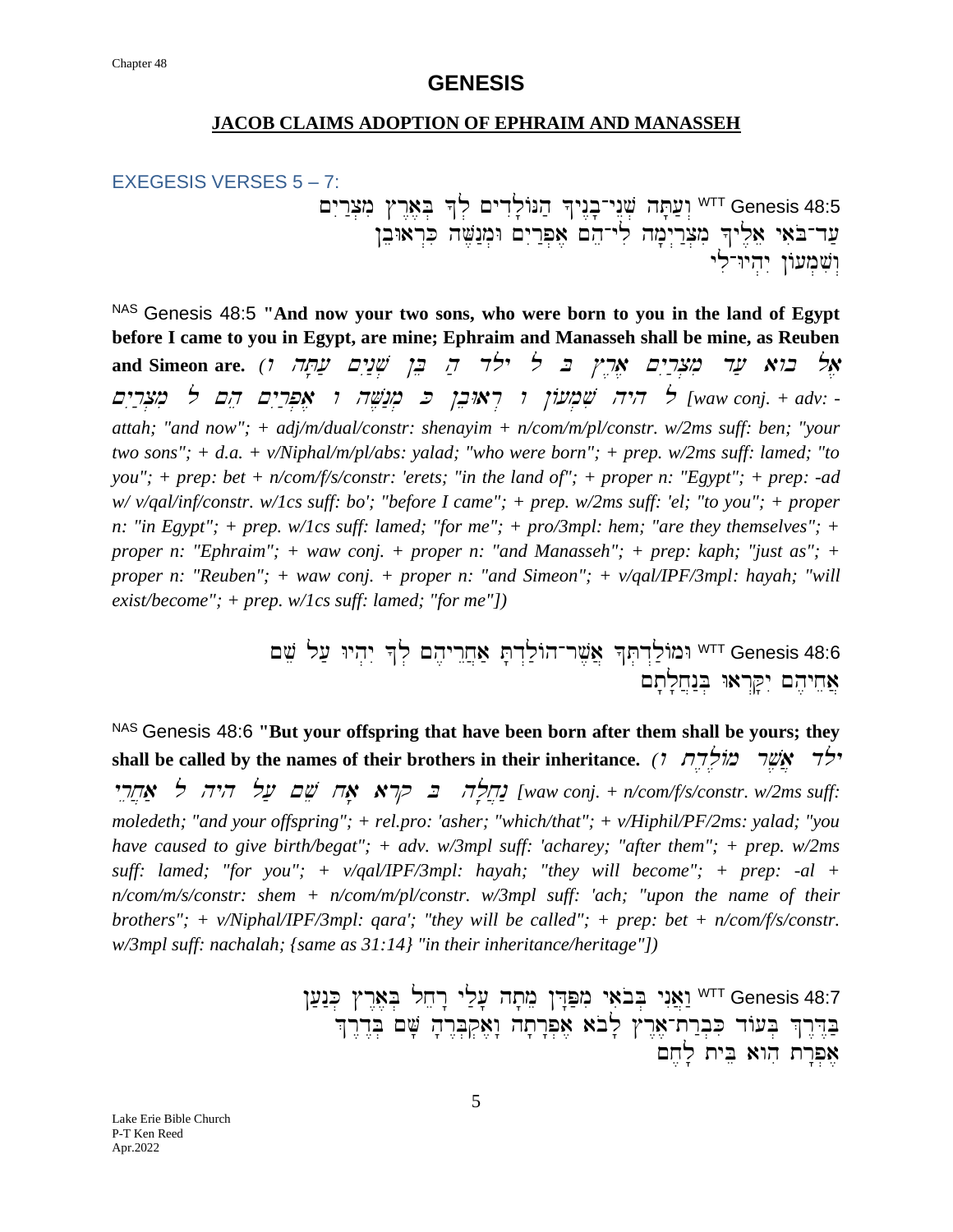# GENESIS

## JACOB CLAIMS ADOPTION OF EPHRAIM AND MANASSEH

### EXEGESIS VERSES 5 – 7:

WTT Genesis 48:5 וְעַתָּה שְׁנֵי־בָנֶיךָ הַנּוֹלָדִים לְךָ בְּאֶרֶץ מִצְרַיִם עַד־בֹּאִי אֵלֶיךָ מִצְרַיְמָה לִי־הֵם אֶפְרַיִם וּמְנַשֶּׁה כִּרְאוּבֵן וְשִׁמְעוֹן יִהְיוּ־לִי

NAS Genesis 48:5 **"And now your two sons, who were born to you in the land of Egypt before I came to you in Egypt, are mine; Ephraim and Manasseh shall be mine, as Reuben and Simeon are.** *(ו עַתָּה שְׁנַיִם בֵּן הַ ילד בּ ל אֶרֶץ מִצְרַיִם עַד בּוא אֶל מִצְרַיִם ל הֵם אֶפְרַיִם ו מְנַשֶּׁה כּ רְאוּבֵן ו שִׁמְעוֹן היה ל [waw conj. + adv: -attah; "and now"; + adj/m/dual/constr: shenayim + n/com/m/pl/constr. w/2ms suff: ben; "your two sons"; + d.a. + v/Niphal/m/pl/abs: yalad; "who were born"; + prep. w/2ms suff: lamed; "to you"; + prep: bet + n/com/f/s/constr: 'erets; "in the land of"; + proper n: "Egypt"; + prep: -ad w/ v/qal/inf/constr. w/1cs suff: bo'; "before I came"; + prep. w/2ms suff: 'el; "to you"; + proper n: "in Egypt"; + prep. w/1cs suff: lamed; "for me"; + pro/3mpl: hem; "are they themselves"; + proper n: "Ephraim"; + waw conj. + proper n: "and Manasseh"; + prep: kaph; "just as"; + proper n: "Reuben"; + waw conj. + proper n: "and Simeon"; + v/qal/IPF/3mpl: hayah; "will exist/become"; + prep. w/1cs suff: lamed; "for me"])*

WTT Genesis 48:6 וּמוֹלַדְתְּךָ אֲשֶׁר־הוֹלַדְתָּ אַחֲרֵיהֶם לְךָ יִהְיוּ עַל שֵׁם אֲחֵיהֶם יִקָּרְאוּ בְּנַחֲלָתָם

NAS Genesis 48:6 **"But your offspring that have been born after them shall be yours; they shall be called by the names of their brothers in their inheritance.** *(ו מוֹלֶדֶת אֲשֶׁר ילד אַחֲרֵי ל היה עַל שֵׁם אָח קרא בּ נַחֲלָה [waw conj. + n/com/f/s/constr. w/2ms suff: moledeth; "and your offspring"; + rel.pro: 'asher; "which/that"; + v/Hiphil/PF/2ms: yalad; "you have caused to give birth/begat"; + adv. w/3mpl suff: 'acharey; "after them"; + prep. w/2ms suff: lamed; "for you"; + v/qal/IPF/3mpl: hayah; "they will become"; + prep: -al + n/com/m/s/constr: shem + n/com/m/pl/constr. w/3mpl suff: 'ach; "upon the name of their brothers"; + v/Niphal/IPF/3mpl: qara'; "they will be called"; + prep: bet + n/com/f/s/constr. w/3mpl suff: nachalah; {same as 31:14} "in their inheritance/heritage"])*

WTT Genesis 48:7 וַאֲנִי בְּבֹאִי מִפַּדָּן מֵתָה עָלַי רָחֵל בְּאֶרֶץ כְּנַעַן בַּדֶּרֶךְ בְּעוֹד כִּבְרַת־אֶרֶץ לָבֹא אֶפְרָתָה וָאֶקְבְּרֶהָ שָּׁם בְּדֶרֶךְ אֶפְרָת הִוא בֵּית לָחֶם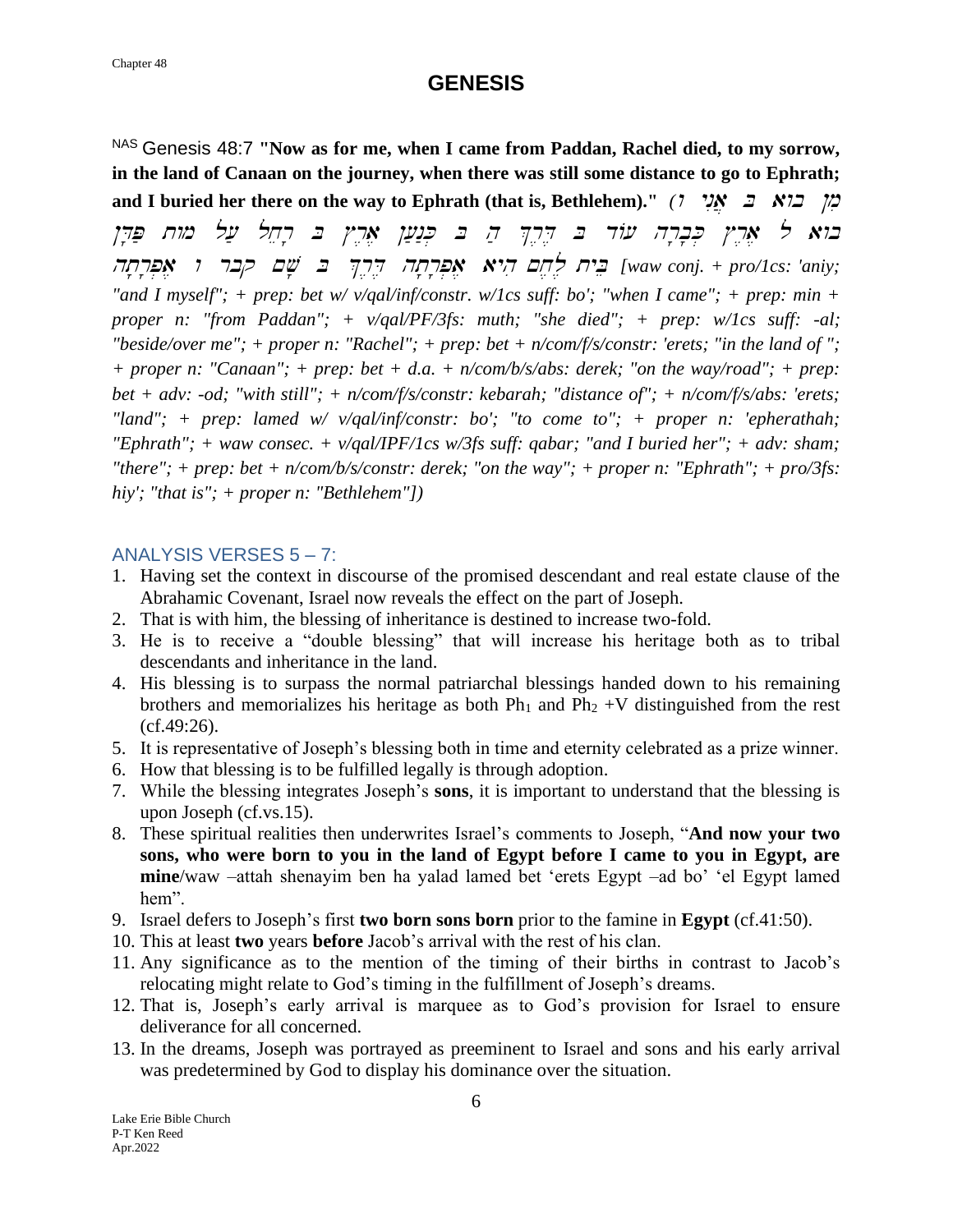NAS Genesis 48:7 **"Now as for me, when I came from Paddan, Rachel died, to my sorrow, in the land of Canaan on the journey, when there was still some distance to go to Ephrath; and I buried her there on the way to Ephrath (that is, Bethlehem)."** *(ו אֲנִי ב בוא מִן בוא ל אֶרֶץ כִּבְרָה עוֹד ב דֶּרֶךְ הַ ב כְּנַעַן אֶרֶץ ב רָחֵל עַל מות פַּדָּן בֵּית לֶחֶם הִיא אֶפְרָתָה דֶּרֶךְ ב שָׁם קבר ו אֶפְרָתָה [waw conj. + pro/1cs: 'aniy; "and I myself"; + prep: bet w/ v/qal/inf/constr. w/1cs suff: bo'; "when I came"; + prep: min + proper n: "from Paddan"; + v/qal/PF/3fs: muth; "she died"; + prep: w/1cs suff: -al; "beside/over me"; + proper n: "Rachel"; + prep: bet + n/com/f/s/constr: 'erets; "in the land of "; + proper n: "Canaan"; + prep: bet + d.a. + n/com/b/s/abs: derek; "on the way/road"; + prep: bet + adv: -od; "with still"; + n/com/f/s/constr: kebarah; "distance of"; + n/com/f/s/abs: 'erets; "land"; + prep: lamed w/ v/qal/inf/constr: bo'; "to come to"; + proper n: 'epherathah; "Ephrath"; + waw consec. + v/qal/IPF/1cs w/3fs suff: qabar; "and I buried her"; + adv: sham; "there"; + prep: bet + n/com/b/s/constr: derek; "on the way"; + proper n: "Ephrath"; + pro/3fs: hiy'; "that is"; + proper n: "Bethlehem"])*

## ANALYSIS VERSES 5 – 7:

1. Having set the context in discourse of the promised descendant and real estate clause of the Abrahamic Covenant, Israel now reveals the effect on the part of Joseph.
2. That is with him, the blessing of inheritance is destined to increase two-fold.
3. He is to receive a "double blessing" that will increase his heritage both as to tribal descendants and inheritance in the land.
4. His blessing is to surpass the normal patriarchal blessings handed down to his remaining brothers and memorializes his heritage as both $Ph_1$ and $Ph_2$ +V distinguished from the rest (cf.49:26).
5. It is representative of Joseph's blessing both in time and eternity celebrated as a prize winner.
6. How that blessing is to be fulfilled legally is through adoption.
7. While the blessing integrates Joseph's **sons**, it is important to understand that the blessing is upon Joseph (cf.vs.15).
8. These spiritual realities then underwrites Israel's comments to Joseph, "**And now your two sons, who were born to you in the land of Egypt before I came to you in Egypt, are mine**/waw –attah shenayim ben ha yalad lamed bet 'erets Egypt –ad bo' 'el Egypt lamed hem".
9. Israel defers to Joseph's first **two born sons born** prior to the famine in **Egypt** (cf.41:50).
10. This at least **two** years **before** Jacob's arrival with the rest of his clan.
11. Any significance as to the mention of the timing of their births in contrast to Jacob's relocating might relate to God's timing in the fulfillment of Joseph's dreams.
12. That is, Joseph's early arrival is marquee as to God's provision for Israel to ensure deliverance for all concerned.
13. In the dreams, Joseph was portrayed as preeminent to Israel and sons and his early arrival was predetermined by God to display his dominance over the situation.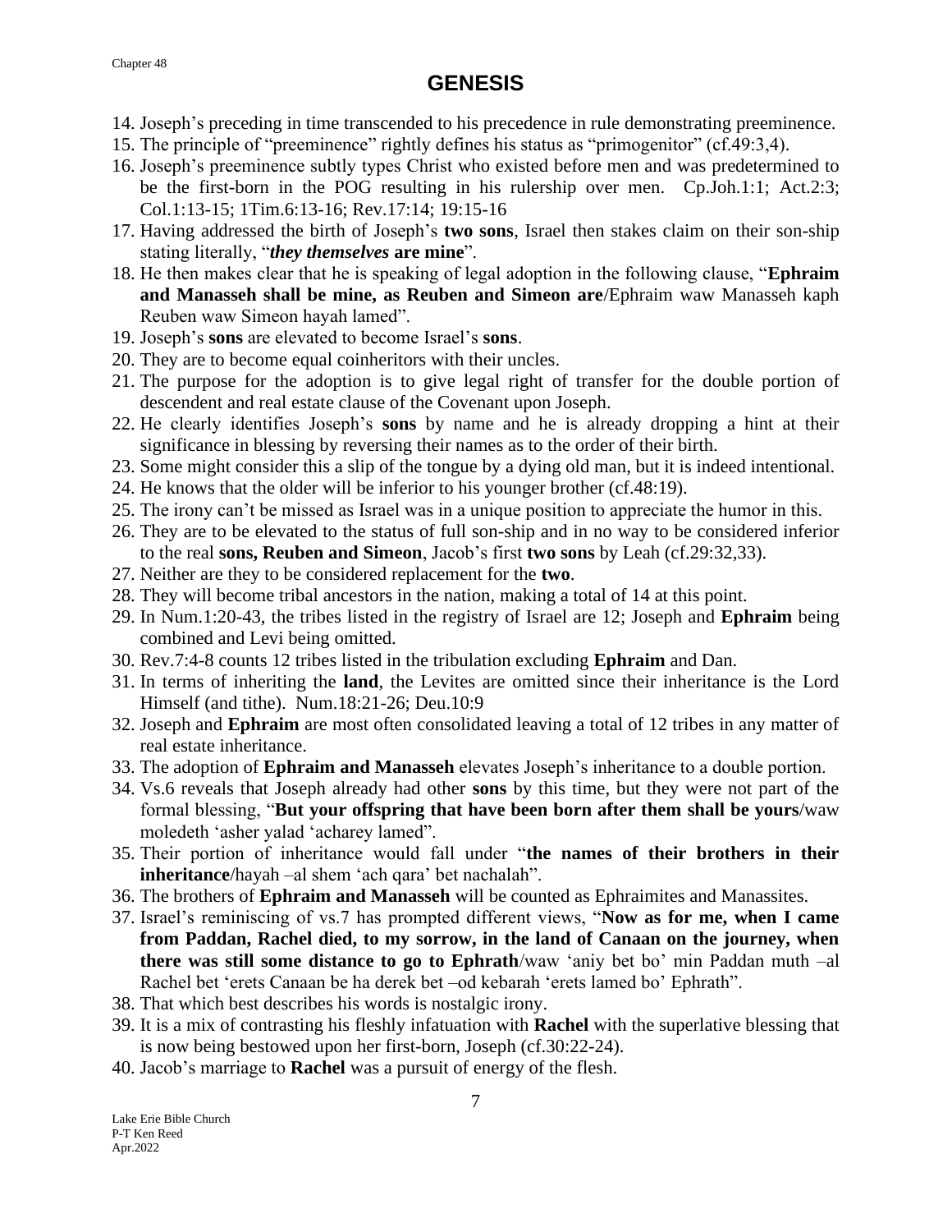# GENESIS

14. Joseph's preceding in time transcended to his precedence in rule demonstrating preeminence.
15. The principle of "preeminence" rightly defines his status as "primogenitor" (cf.49:3,4).
16. Joseph's preeminence subtly types Christ who existed before men and was predetermined to be the first-born in the POG resulting in his rulership over men. Cp.Joh.1:1; Act.2:3; Col.1:13-15; 1Tim.6:13-16; Rev.17:14; 19:15-16
17. Having addressed the birth of Joseph's **two sons**, Israel then stakes claim on their son-ship stating literally, "***they themselves* are mine**".
18. He then makes clear that he is speaking of legal adoption in the following clause, "**Ephraim and Manasseh shall be mine, as Reuben and Simeon are**/Ephraim waw Manasseh kaph Reuben waw Simeon hayah lamed".
19. Joseph's **sons** are elevated to become Israel's **sons**.
20. They are to become equal coinheritors with their uncles.
21. The purpose for the adoption is to give legal right of transfer for the double portion of descendent and real estate clause of the Covenant upon Joseph.
22. He clearly identifies Joseph's **sons** by name and he is already dropping a hint at their significance in blessing by reversing their names as to the order of their birth.
23. Some might consider this a slip of the tongue by a dying old man, but it is indeed intentional.
24. He knows that the older will be inferior to his younger brother (cf.48:19).
25. The irony can't be missed as Israel was in a unique position to appreciate the humor in this.
26. They are to be elevated to the status of full son-ship and in no way to be considered inferior to the real **sons, Reuben and Simeon**, Jacob's first **two sons** by Leah (cf.29:32,33).
27. Neither are they to be considered replacement for the **two**.
28. They will become tribal ancestors in the nation, making a total of 14 at this point.
29. In Num.1:20-43, the tribes listed in the registry of Israel are 12; Joseph and **Ephraim** being combined and Levi being omitted.
30. Rev.7:4-8 counts 12 tribes listed in the tribulation excluding **Ephraim** and Dan.
31. In terms of inheriting the **land**, the Levites are omitted since their inheritance is the Lord Himself (and tithe). Num.18:21-26; Deu.10:9
32. Joseph and **Ephraim** are most often consolidated leaving a total of 12 tribes in any matter of real estate inheritance.
33. The adoption of **Ephraim and Manasseh** elevates Joseph's inheritance to a double portion.
34. Vs.6 reveals that Joseph already had other **sons** by this time, but they were not part of the formal blessing, "**But your offspring that have been born after them shall be yours**/waw moledeth 'asher yalad 'acharey lamed".
35. Their portion of inheritance would fall under "**the names of their brothers in their inheritance**/hayah –al shem 'ach qara' bet nachalah".
36. The brothers of **Ephraim and Manasseh** will be counted as Ephraimites and Manassites.
37. Israel's reminiscing of vs.7 has prompted different views, "**Now as for me, when I came from Paddan, Rachel died, to my sorrow, in the land of Canaan on the journey, when there was still some distance to go to Ephrath**/waw 'aniy bet bo' min Paddan muth –al Rachel bet 'erets Canaan be ha derek bet –od kebarah 'erets lamed bo' Ephrath".
38. That which best describes his words is nostalgic irony.
39. It is a mix of contrasting his fleshly infatuation with **Rachel** with the superlative blessing that is now being bestowed upon her first-born, Joseph (cf.30:22-24).
40. Jacob's marriage to **Rachel** was a pursuit of energy of the flesh.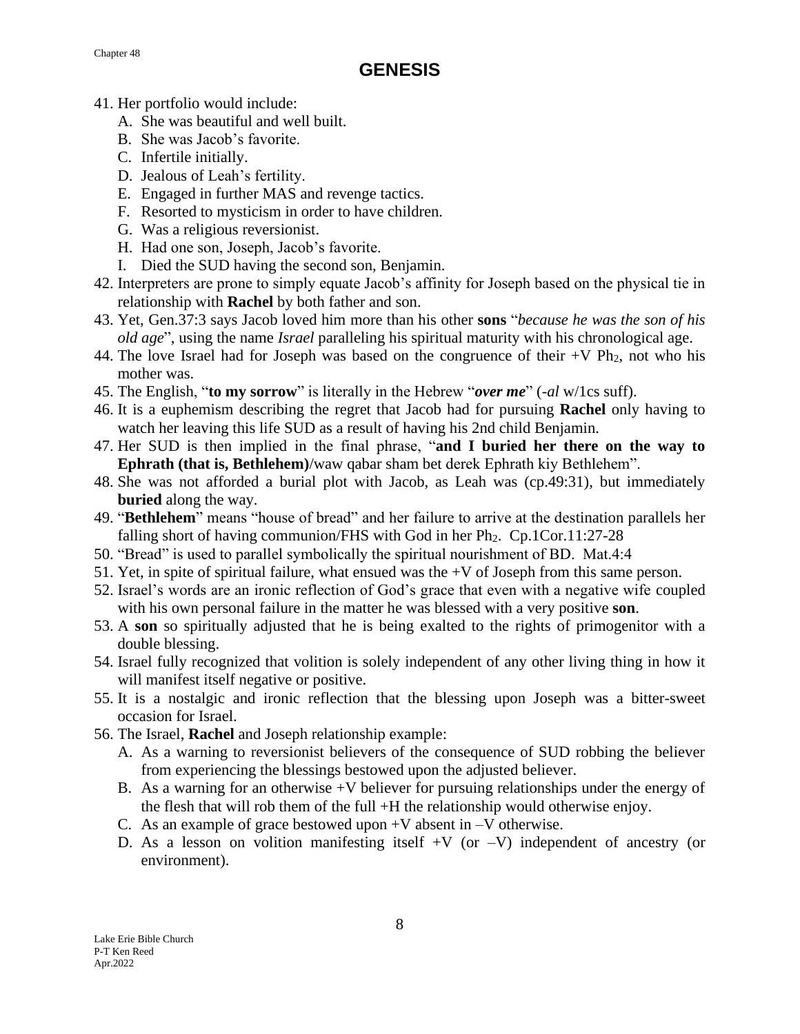# GENESIS

41. Her portfolio would include:
    A. She was beautiful and well built.
    B. She was Jacob's favorite.
    C. Infertile initially.
    D. Jealous of Leah's fertility.
    E. Engaged in further MAS and revenge tactics.
    F. Resorted to mysticism in order to have children.
    G. Was a religious reversionist.
    H. Had one son, Joseph, Jacob's favorite.
    I. Died the SUD having the second son, Benjamin.
42. Interpreters are prone to simply equate Jacob's affinity for Joseph based on the physical tie in relationship with **Rachel** by both father and son.
43. Yet, Gen.37:3 says Jacob loved him more than his other **sons** "*because he was the son of his old age*", using the name *Israel* paralleling his spiritual maturity with his chronological age.
44. The love Israel had for Joseph was based on the congruence of their +V $Ph_2$, not who his mother was.
45. The English, "**to my sorrow**" is literally in the Hebrew "***over me***" (-*al* w/1cs suff).
46. It is a euphemism describing the regret that Jacob had for pursuing **Rachel** only having to watch her leaving this life SUD as a result of having his 2nd child **Benjamin**.
47. Her SUD is then implied in the final phrase, "**and I buried her there on the way to Ephrath (that is, Bethlehem)**/waw qabar sham bet derek Ephrath kiy Bethlehem".
48. She was not afforded a burial plot with Jacob, as Leah was (cp.49:31), but immediately **buried** along the way.
49. "**Bethlehem**" means "house of bread" and her failure to arrive at the destination parallels her falling short of having communion/FHS with God in her $Ph_2$. Cp.1Cor.11:27-28
50. "Bread" is used to parallel symbolically the spiritual nourishment of BD. Mat.4:4
51. Yet, in spite of spiritual failure, what ensued was the +V of Joseph from this same person.
52. Israel's words are an ironic reflection of God's grace that even with a negative wife coupled with his own personal failure in the matter he was blessed with a very positive **son**.
53. A **son** so spiritually adjusted that he is being exalted to the rights of primogenitor with a double blessing.
54. Israel fully recognized that volition is solely independent of any other living thing in how it will manifest itself negative or positive.
55. It is a nostalgic and ironic reflection that the blessing upon Joseph was a bitter-sweet occasion for Israel.
56. The Israel, **Rachel** and Joseph relationship example:
    A. As a warning to reversionist believers of the consequence of SUD robbing the believer from experiencing the blessings bestowed upon the adjusted believer.
    B. As a warning for an otherwise +V believer for pursuing relationships under the energy of the flesh that will rob them of the full +H the relationship would otherwise enjoy.
    C. As an example of grace bestowed upon +V absent in –V otherwise.
    D. As a lesson on volition manifesting itself +V (or –V) independent of ancestry (or environment).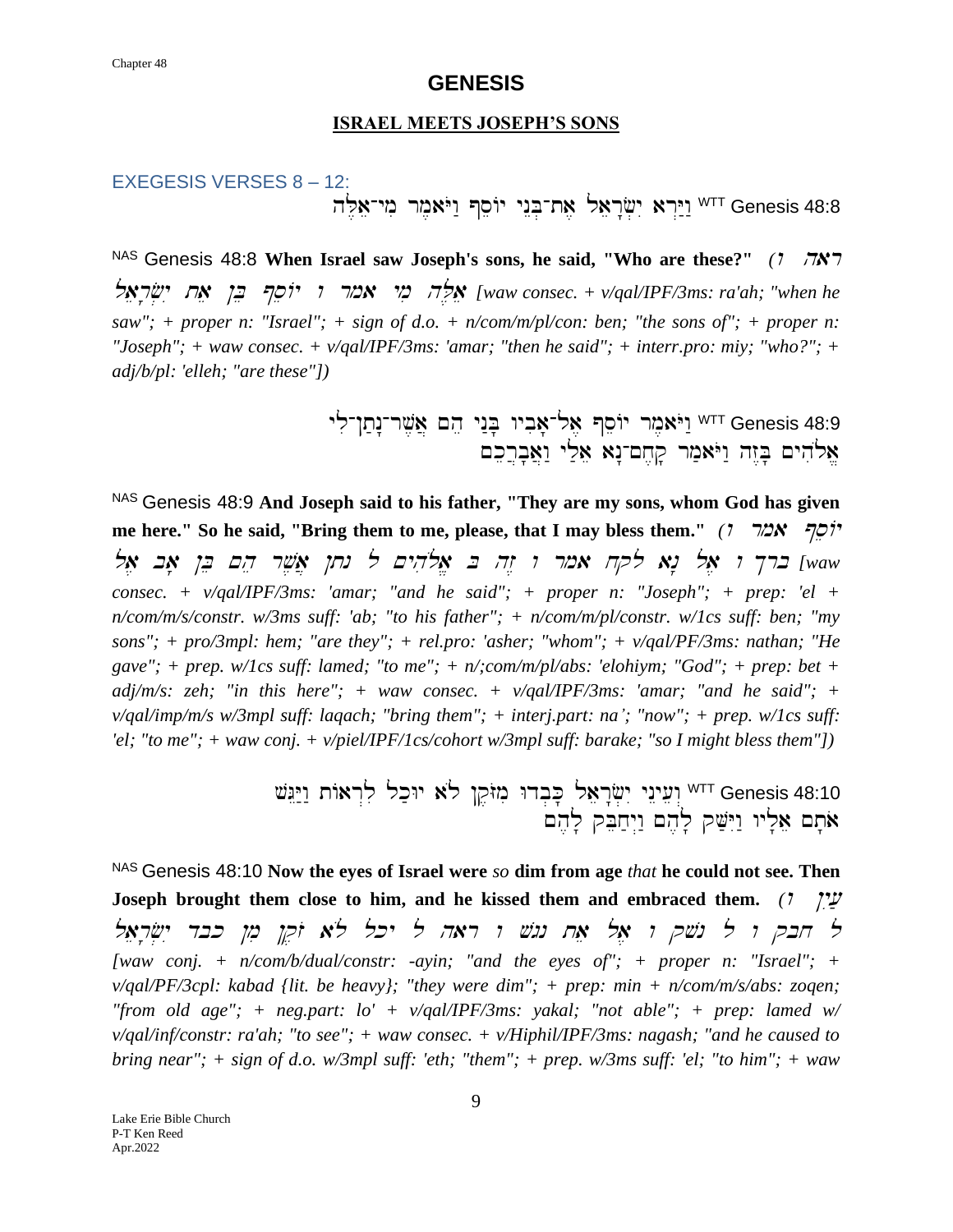# GENESIS

## ISRAEL MEETS JOSEPH'S SONS

### EXEGESIS VERSES 8 – 12:

WTT Genesis 48:8 וַיַּרְא יִשְׂרָאֵל אֶת־בְּנֵי יוֹסֵף וַיֹּאמֶר מִי־אֵלֶּה

NAS Genesis 48:8 **When Israel saw Joseph's sons, he said, "Who are these?"** *(ו ראה יִשְׂרָאֵל אֵת בֵּן יוֹסֵף ו אמר מִי אֵלֶּה [waw consec. + v/qal/IPF/3ms: ra'ah; "when he saw"; + proper n: "Israel"; + sign of d.o. + n/com/m/pl/con: ben; "the sons of"; + proper n: "Joseph"; + waw consec. + v/qal/IPF/3ms: 'amar; "then he said"; + interr.pro: miy; "who?"; + adj/b/pl: 'elleh; "are these"])*

WTT Genesis 48:9 וַיֹּאמֶר יוֹסֵף אֶל־אָבִיו בָּנַי הֵם אֲשֶׁר־נָתַן־לִי אֱלֹהִים בָּזֶה וַיֹּאמַר קָחֶם־נָא אֵלַי וַאֲבָרְכֵם

NAS Genesis 48:9 **And Joseph said to his father, "They are my sons, whom God has given me here." So he said, "Bring them to me, please, that I may bless them."** *(ו אמר יוֹסֵף אֶל אָב בֵּן הֵם אֲשֶׁר נתן ל אֱלֹהִים ב זֶה ו אמר לקח נָא אֶל ו ברך [waw consec. + v/qal/IPF/3ms: 'amar; "and he said"; + proper n: "Joseph"; + prep: 'el + n/com/m/s/constr. w/3ms suff: 'ab; "to his father"; + n/com/m/pl/constr. w/1cs suff: ben; "my sons"; + pro/3mpl: hem; "are they"; + rel.pro: 'asher; "whom"; + v/qal/PF/3ms: nathan; "He gave"; + prep. w/1cs suff: lamed; "to me"; + n/;com/m/pl/abs: 'elohiym; "God"; + prep: bet + adj/m/s: zeh; "in this here"; + waw consec. + v/qal/IPF/3ms: 'amar; "and he said"; + v/qal/imp/m/s w/3mpl suff: laqach; "bring them"; + interj.part: na'; "now"; + prep. w/1cs suff: 'el; "to me"; + waw conj. + v/piel/IPF/1cs/cohort w/3mpl suff: barake; "so I might bless them"])*

WTT Genesis 48:10 וְעֵינֵי יִשְׂרָאֵל כָּבְדוּ מִזֹּקֶן לֹא יוּכַל לִרְאוֹת וַיַּגֵּשׁ אֹתָם אֵלָיו וַיִּשַּׁק לָהֶם וַיְחַבֵּק לָהֶם

NAS Genesis 48:10 **Now the eyes of Israel were** *so* **dim from age** *that* **he could not see. Then Joseph brought them close to him, and he kissed them and embraced them.** *(ו עַיִן יִשְׂרָאֵל כבד מִן זֹקֶן לֹא יכל ל ראה ו נגשׁ אֵת אֶל ו נשׁק ל ו חבק ל [waw conj. + n/com/b/dual/constr: -ayin; "and the eyes of"; + proper n: "Israel"; + v/qal/PF/3cpl: kabad {lit. be heavy}; "they were dim"; + prep: min + n/com/m/s/abs: zoqen; "from old age"; + neg.part: lo' + v/qal/IPF/3ms: yakal; "not able"; + prep: lamed w/ v/qal/inf/constr: ra'ah; "to see"; + waw consec. + v/Hiphil/IPF/3ms: nagash; "and he caused to bring near"; + sign of d.o. w/3mpl suff: 'eth; "them"; + prep. w/3ms suff: 'el; "to him"; + waw*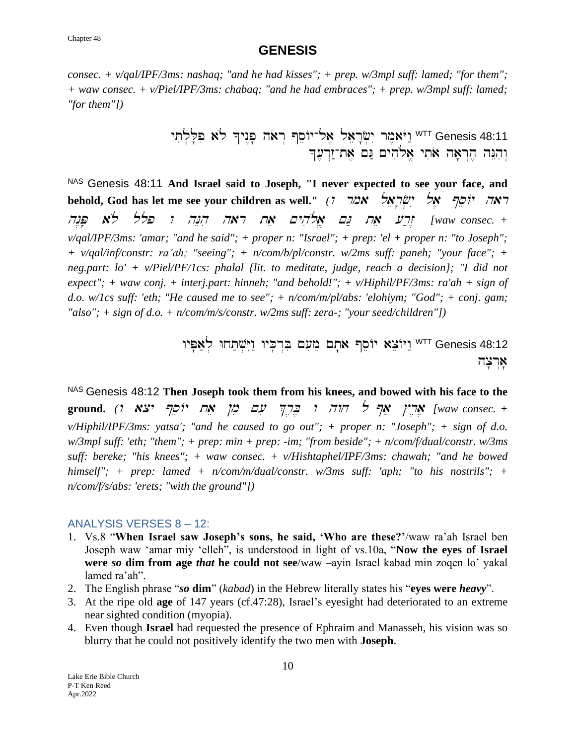consec. + v/qal/IPF/3ms: nashaq; "and he had kisses"; + prep. w/3mpl suff: lamed; "for them"; + waw consec. + v/Piel/IPF/3ms: chabaq; "and he had embraces"; + prep. w/3mpl suff: lamed; "for them"])*

WTT Genesis 48:11 וַיֹּאמֶר יִשְׂרָאֵל אֶל־יוֹסֵף רְאֹה פָנֶיךָ לֹא פִלָּלְתִּי וְהִנֵּה הֶרְאָה אֹתִי אֱלֹהִים גַּם אֶת־זַרְעֶךָ

NAS Genesis 48:11 **And Israel said to Joseph, "I never expected to see your face, and behold, God has let me see your children as well."** *(ו אמר ישׂראל אל יוסף ראה פנה לא פלל ו הנה ראה את אלהים גם את זרע [waw consec. + v/qal/IPF/3ms: 'amar; "and he said"; + proper n: "Israel"; + prep: 'el + proper n: "to Joseph"; + v/qal/inf/constr: ra'ah; "seeing"; + n/com/b/pl/constr. w/2ms suff: paneh; "your face"; + neg.part: lo' + v/Piel/PF/1cs: phalal {lit. to meditate, judge, reach a decision}; "I did not expect"; + waw conj. + interj.part: hinneh; "and behold!"; + v/Hiphil/PF/3ms: ra'ah + sign of d.o. w/1cs suff: 'eth; "He caused me to see"; + n/com/m/pl/abs: 'elohiym; "God"; + conj. gam; "also"; + sign of d.o. + n/com/m/s/constr. w/2ms suff: zera-; "your seed/children"])*

WTT Genesis 48:12 וַיּוֹצֵא יוֹסֵף אֹתָם מֵעִם בִּרְכָּיו וַיִּשְׁתַּחוּ לְאַפָּיו אָרְצָה

NAS Genesis 48:12 **Then Joseph took them from his knees, and bowed with his face to the ground.** *(ו יצא יוסף את מן עם ברך ו חוה ל אף ארץ [waw consec. + v/Hiphil/IPF/3ms: yatsa'; "and he caused to go out"; + proper n: "Joseph"; + sign of d.o. w/3mpl suff: 'eth; "them"; + prep: min + prep: -im; "from beside"; + n/com/f/dual/constr. w/3ms suff: bereke; "his knees"; + waw consec. + v/Hishtaphel/IPF/3ms: chawah; "and he bowed himself"; + prep: lamed + n/com/m/dual/constr. w/3ms suff: 'aph; "to his nostrils"; + n/com/f/s/abs: 'erets; "with the ground"])*

## ANALYSIS VERSES 8 – 12:

1. Vs.8 "**When Israel saw Joseph's sons, he said, 'Who are these?'**/waw ra'ah Israel ben Joseph waw 'amar miy 'elleh", is understood in light of vs.10a, "**Now the eyes of Israel were *so* dim from age *that* he could not see**/waw –ayin Israel kabad min zoqen lo' yakal lamed ra'ah".
2. The English phrase "***so* dim**" (*kabad*) in the Hebrew literally states his "**eyes were *heavy***".
3. At the ripe old **age** of 147 years (cf.47:28), Israel's eyesight had deteriorated to an extreme near sighted condition (myopia).
4. Even though **Israel** had requested the presence of Ephraim and Manasseh, his vision was so blurry that he could not positively identify the two men with **Joseph**.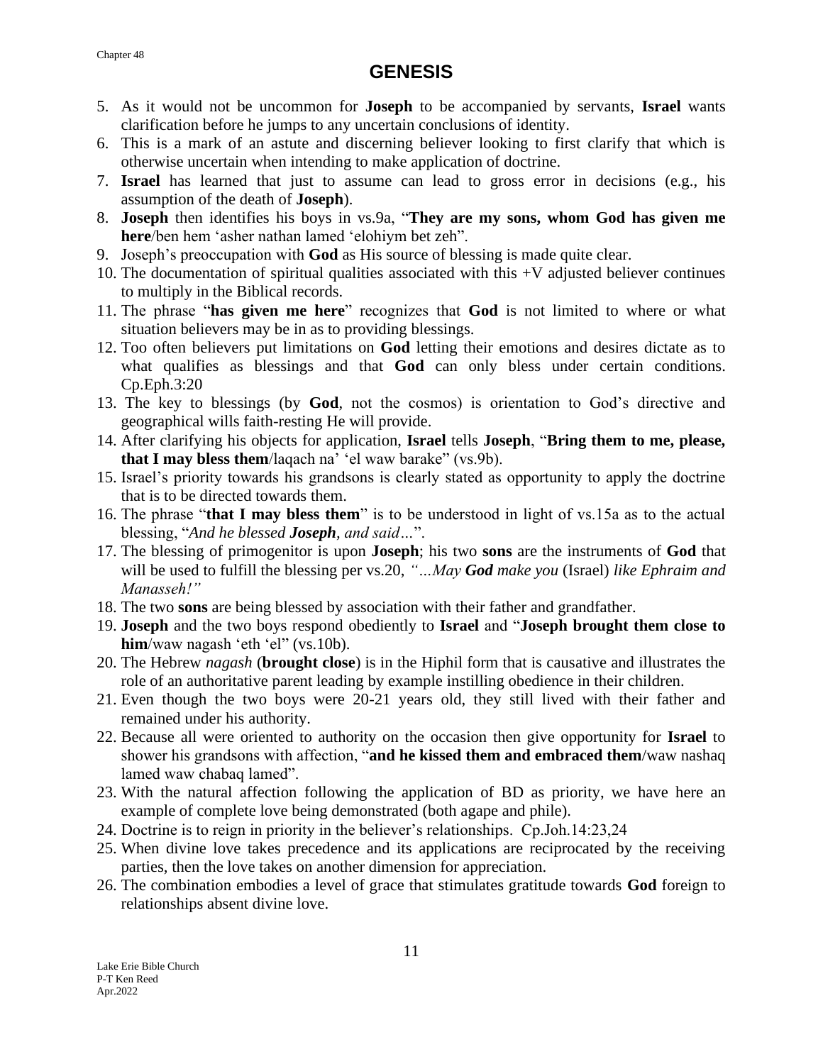# GENESIS

5. As it would not be uncommon for **Joseph** to be accompanied by servants, **Israel** wants clarification before he jumps to any uncertain conclusions of identity.
6. This is a mark of an astute and discerning believer looking to first clarify that which is otherwise uncertain when intending to make application of doctrine.
7. **Israel** has learned that just to assume can lead to gross error in decisions (e.g., his assumption of the death of **Joseph**).
8. **Joseph** then identifies his boys in vs.9a, "**They are my sons, whom God has given me here**/ben hem 'asher nathan lamed 'elohiym bet zeh".
9. Joseph's preoccupation with **God** as His source of blessing is made quite clear.
10. The documentation of spiritual qualities associated with this +V adjusted believer continues to multiply in the Biblical records.
11. The phrase "**has given me here**" recognizes that **God** is not limited to where or what situation believers may be in as to providing blessings.
12. Too often believers put limitations on **God** letting their emotions and desires dictate as to what qualifies as blessings and that **God** can only bless under certain conditions. Cp.Eph.3:20
13. The key to blessings (by **God**, not the cosmos) is orientation to God's directive and geographical wills faith-resting He will provide.
14. After clarifying his objects for application, **Israel** tells **Joseph**, "**Bring them to me, please, that I may bless them**/laqach na' 'el waw barake" (vs.9b).
15. Israel's priority towards his grandsons is clearly stated as opportunity to apply the doctrine that is to be directed towards them.
16. The phrase "**that I may bless them**" is to be understood in light of vs.15a as to the actual blessing, "*And he blessed **Joseph**, and said…*".
17. The blessing of primogenitor is upon **Joseph**; his two **sons** are the instruments of **God** that will be used to fulfill the blessing per vs.20, *"…May **God** make you* (Israel) *like Ephraim and Manasseh!"*
18. The two **sons** are being blessed by association with their father and grandfather.
19. **Joseph** and the two boys respond obediently to **Israel** and "**Joseph brought them close to him**/waw nagash 'eth 'el" (vs.10b).
20. The Hebrew *nagash* (**brought close**) is in the Hiphil form that is causative and illustrates the role of an authoritative parent leading by example instilling obedience in their children.
21. Even though the two boys were 20-21 years old, they still lived with their father and remained under his authority.
22. Because all were oriented to authority on the occasion then give opportunity for **Israel** to shower his grandsons with affection, "**and he kissed them and embraced them**/waw nashaq lamed waw chabaq lamed".
23. With the natural affection following the application of BD as priority, we have here an example of complete love being demonstrated (both agape and phile).
24. Doctrine is to reign in priority in the believer's relationships. Cp.Joh.14:23,24
25. When divine love takes precedence and its applications are reciprocated by the receiving parties, then the love takes on another dimension for appreciation.
26. The combination embodies a level of grace that stimulates gratitude towards **God** foreign to relationships absent divine love.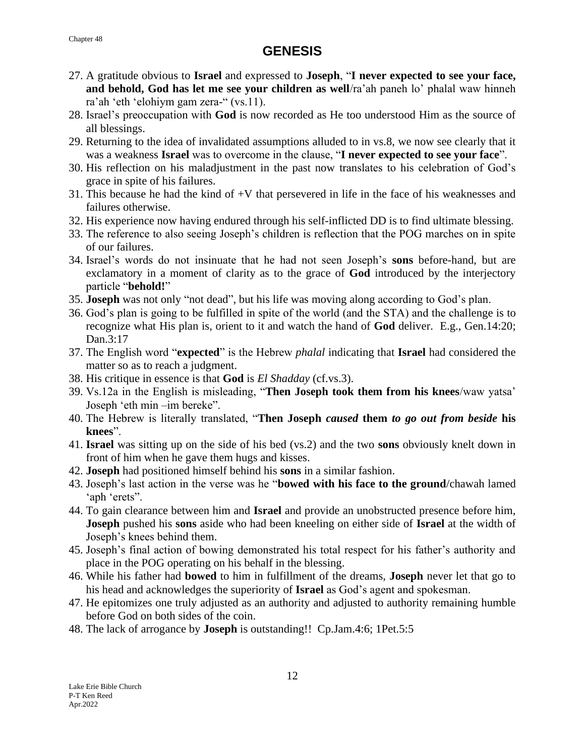# GENESIS

27. A gratitude obvious to **Israel** and expressed to **Joseph**, "**I never expected to see your face, and behold, God has let me see your children as well**/ra'ah paneh lo' phalal waw hinneh ra'ah 'eth 'elohiym gam zera-" (vs.11).
28. Israel's preoccupation with **God** is now recorded as He too understood Him as the source of all blessings.
29. Returning to the idea of invalidated assumptions alluded to in vs.8, we now see clearly that it was a weakness **Israel** was to overcome in the clause, "**I never expected to see your face**".
30. His reflection on his maladjustment in the past now translates to his celebration of God's grace in spite of his failures.
31. This because he had the kind of +V that persevered in life in the face of his weaknesses and failures otherwise.
32. His experience now having endured through his self-inflicted DD is to find ultimate blessing.
33. The reference to also seeing Joseph's children is reflection that the POG marches on in spite of our failures.
34. Israel's words do not insinuate that he had not seen Joseph's **sons** before-hand, but are exclamatory in a moment of clarity as to the grace of **God** introduced by the interjectory particle "**behold!**"
35. **Joseph** was not only "not dead", but his life was moving along according to God's plan.
36. God's plan is going to be fulfilled in spite of the world (and the STA) and the challenge is to recognize what His plan is, orient to it and watch the hand of **God** deliver. E.g., Gen.14:20; Dan.3:17
37. The English word "**expected**" is the Hebrew *phalal* indicating that **Israel** had considered the matter so as to reach a judgment.
38. His critique in essence is that **God** is *El Shadday* (cf.vs.3).
39. Vs.12a in the English is misleading, "**Then Joseph took them from his knees**/waw yatsa' Joseph 'eth min –im bereke".
40. The Hebrew is literally translated, "**Then Joseph** ***caused*** **them** ***to go out from beside*** **his knees**".
41. **Israel** was sitting up on the side of his bed (vs.2) and the two **sons** obviously knelt down in front of him when he gave them hugs and kisses.
42. **Joseph** had positioned himself behind his **sons** in a similar fashion.
43. Joseph's last action in the verse was he "**bowed with his face to the ground**/chawah lamed 'aph 'erets".
44. To gain clearance between him and **Israel** and provide an unobstructed presence before him, **Joseph** pushed his **sons** aside who had been kneeling on either side of **Israel** at the width of Joseph's knees behind them.
45. Joseph's final action of bowing demonstrated his total respect for his father's authority and place in the POG operating on his behalf in the blessing.
46. While his father had **bowed** to him in fulfillment of the dreams, **Joseph** never let that go to his head and acknowledges the superiority of **Israel** as God's agent and spokesman.
47. He epitomizes one truly adjusted as an authority and adjusted to authority remaining humble before God on both sides of the coin.
48. The lack of arrogance by **Joseph** is outstanding!! Cp.Jam.4:6; 1Pet.5:5